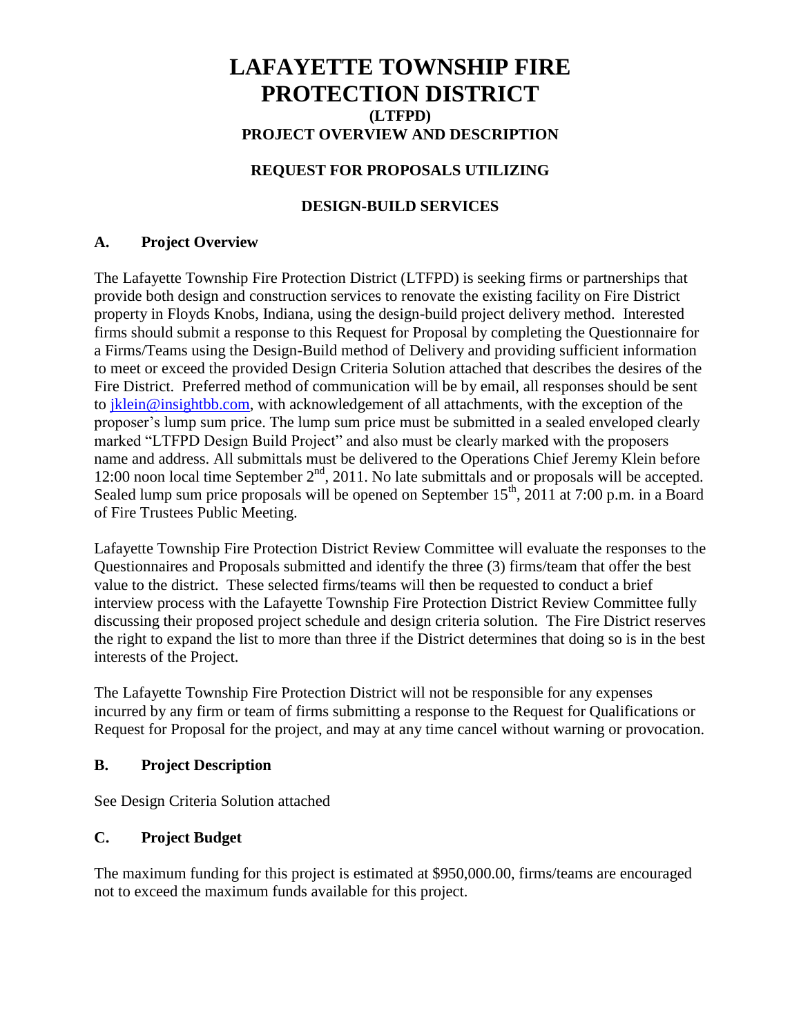# LAFAYETTE TOWNSHIP FIRE PROTECTION DISTRICT

**(LTFPD)**

**PROJECT OVERVIEW AND DESCRIPTION**

**REQUEST FOR PROPOSALS UTILIZING**

**DESIGN-BUILD SERVICES**

## A. Project Overview

The Lafayette Township Fire Protection District (LTFPD) is seeking firms or partnerships that provide both design and construction services to renovate the existing facility on Fire District property in Floyds Knobs, Indiana, using the design-build project delivery method. Interested firms should submit a response to this Request for Proposal by completing the Questionnaire for a Firms/Teams using the Design-Build method of Delivery and providing sufficient information to meet or exceed the provided Design Criteria Solution attached that describes the desires of the Fire District. Preferred method of communication will be by email, all responses should be sent to jklein@insightbb.com, with acknowledgement of all attachments, with the exception of the proposer's lump sum price. The lump sum price must be submitted in a sealed enveloped clearly marked "LTFPD Design Build Project" and also must be clearly marked with the proposers name and address. All submittals must be delivered to the Operations Chief Jeremy Klein before 12:00 noon local time September 2nd, 2011. No late submittals and or proposals will be accepted. Sealed lump sum price proposals will be opened on September 15th, 2011 at 7:00 p.m. in a Board of Fire Trustees Public Meeting.

Lafayette Township Fire Protection District Review Committee will evaluate the responses to the Questionnaires and Proposals submitted and identify the three (3) firms/team that offer the best value to the district. These selected firms/teams will then be requested to conduct a brief interview process with the Lafayette Township Fire Protection District Review Committee fully discussing their proposed project schedule and design criteria solution. The Fire District reserves the right to expand the list to more than three if the District determines that doing so is in the best interests of the Project.

The Lafayette Township Fire Protection District will not be responsible for any expenses incurred by any firm or team of firms submitting a response to the Request for Qualifications or Request for Proposal for the project, and may at any time cancel without warning or provocation.

## B. Project Description

See Design Criteria Solution attached

## C. Project Budget

The maximum funding for this project is estimated at $950,000.00, firms/teams are encouraged not to exceed the maximum funds available for this project.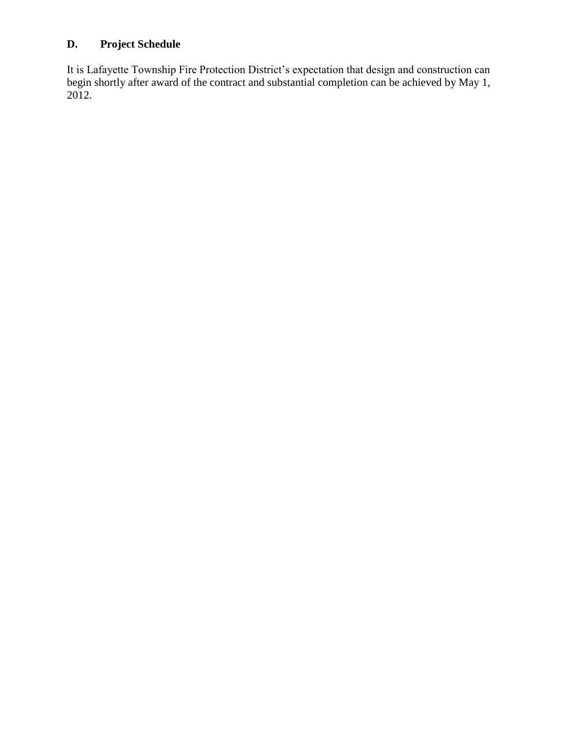## D. Project Schedule

It is Lafayette Township Fire Protection District's expectation that design and construction can begin shortly after award of the contract and substantial completion can be achieved by May 1, 2012.